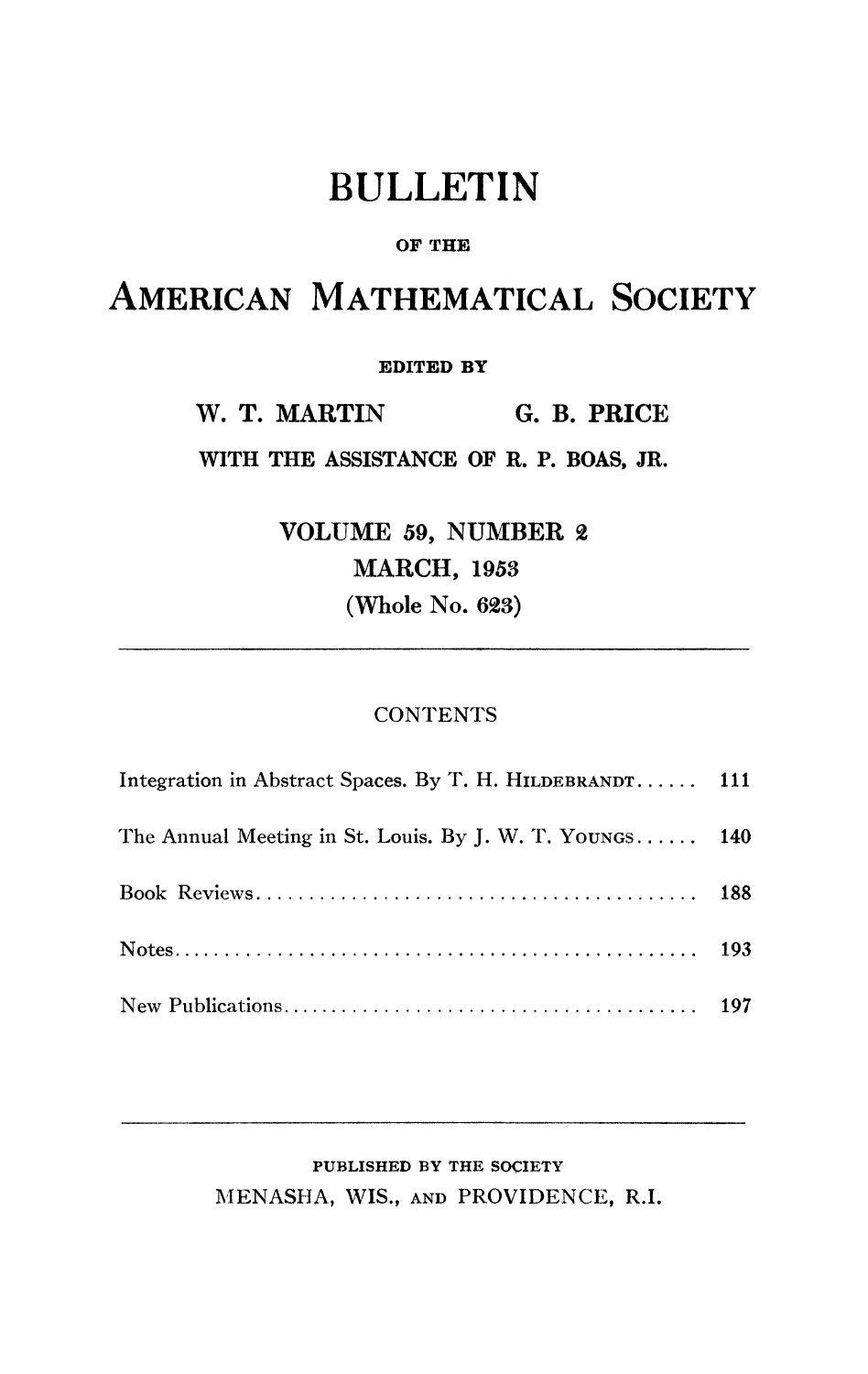# BULLETIN

OF THE

# AMERICAN MATHEMATICAL SOCIETY

EDITED BY

W. T. MARTIN G. B. PRICE

WITH THE ASSISTANCE OF R. P. BOAS, JR.

VOLUME 59, NUMBER 2

MARCH, 1953

(Whole No. 623)

---

CONTENTS

Integration in Abstract Spaces. By T. H. HILDEBRANDT...... 111

The Annual Meeting in St. Louis. By J. W. T. YOUNGS...... 140

Book Reviews........................................ 188

Notes................................................ 193

New Publications..................................... 197

---

PUBLISHED BY THE SOCIETY

MENASHA, WIS., AND PROVIDENCE, R.I.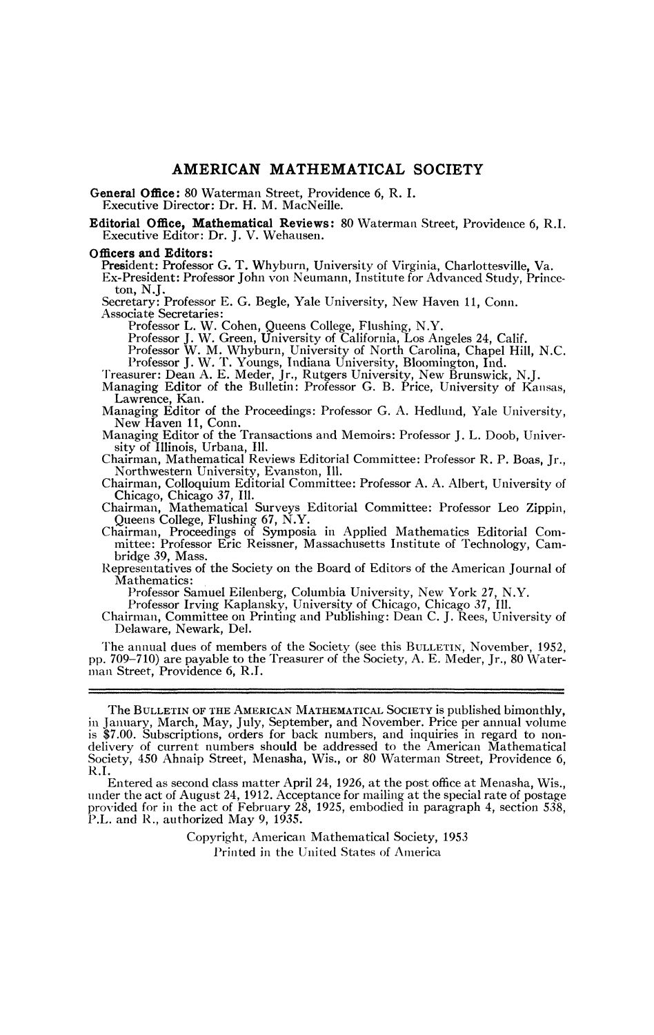# AMERICAN MATHEMATICAL SOCIETY

**General Office:** 80 Waterman Street, Providence 6, R. I.
Executive Director: Dr. H. M. MacNeille.

**Editorial Office, Mathematical Reviews:** 80 Waterman Street, Providence 6, R.I.
Executive Editor: Dr. J. V. Wehausen.

**Officers and Editors:**

President: Professor G. T. Whyburn, University of Virginia, Charlottesville, Va.

Ex-President: Professor John von Neumann, Institute for Advanced Study, Princeton, N.J.

Secretary: Professor E. G. Begle, Yale University, New Haven 11, Conn.

Associate Secretaries:
- Professor L. W. Cohen, Queens College, Flushing, N.Y.
- Professor J. W. Green, University of California, Los Angeles 24, Calif.
- Professor W. M. Whyburn, University of North Carolina, Chapel Hill, N.C.
- Professor J. W. T. Youngs, Indiana University, Bloomington, Ind.

Treasurer: Dean A. E. Meder, Jr., Rutgers University, New Brunswick, N.J.

Managing Editor of the Bulletin: Professor G. B. Price, University of Kansas, Lawrence, Kan.

Managing Editor of the Proceedings: Professor G. A. Hedlund, Yale University, New Haven 11, Conn.

Managing Editor of the Transactions and Memoirs: Professor J. L. Doob, University of Illinois, Urbana, Ill.

Chairman, Mathematical Reviews Editorial Committee: Professor R. P. Boas, Jr., Northwestern University, Evanston, Ill.

Chairman, Colloquium Editorial Committee: Professor A. A. Albert, University of Chicago, Chicago 37, Ill.

Chairman, Mathematical Surveys Editorial Committee: Professor Leo Zippin, Queens College, Flushing 67, N.Y.

Chairman, Proceedings of Symposia in Applied Mathematics Editorial Committee: Professor Eric Reissner, Massachusetts Institute of Technology, Cambridge 39, Mass.

Representatives of the Society on the Board of Editors of the American Journal of Mathematics:
- Professor Samuel Eilenberg, Columbia University, New York 27, N.Y.
- Professor Irving Kaplansky, University of Chicago, Chicago 37, Ill.

Chairman, Committee on Printing and Publishing: Dean C. J. Rees, University of Delaware, Newark, Del.

The annual dues of members of the Society (see this BULLETIN, November, 1952, pp. 709–710) are payable to the Treasurer of the Society, A. E. Meder, Jr., 80 Waterman Street, Providence 6, R.I.

---

The BULLETIN OF THE AMERICAN MATHEMATICAL SOCIETY is published bimonthly, in January, March, May, July, September, and November. Price per annual volume is $7.00. Subscriptions, orders for back numbers, and inquiries in regard to nondelivery of current numbers should be addressed to the American Mathematical Society, 450 Ahnaip Street, Menasha, Wis., or 80 Waterman Street, Providence 6, R.I.

Entered as second class matter April 24, 1926, at the post office at Menasha, Wis., under the act of August 24, 1912. Acceptance for mailing at the special rate of postage provided for in the act of February 28, 1925, embodied in paragraph 4, section 538, P.L. and R., authorized May 9, 1935.

Copyright, American Mathematical Society, 1953
Printed in the United States of America